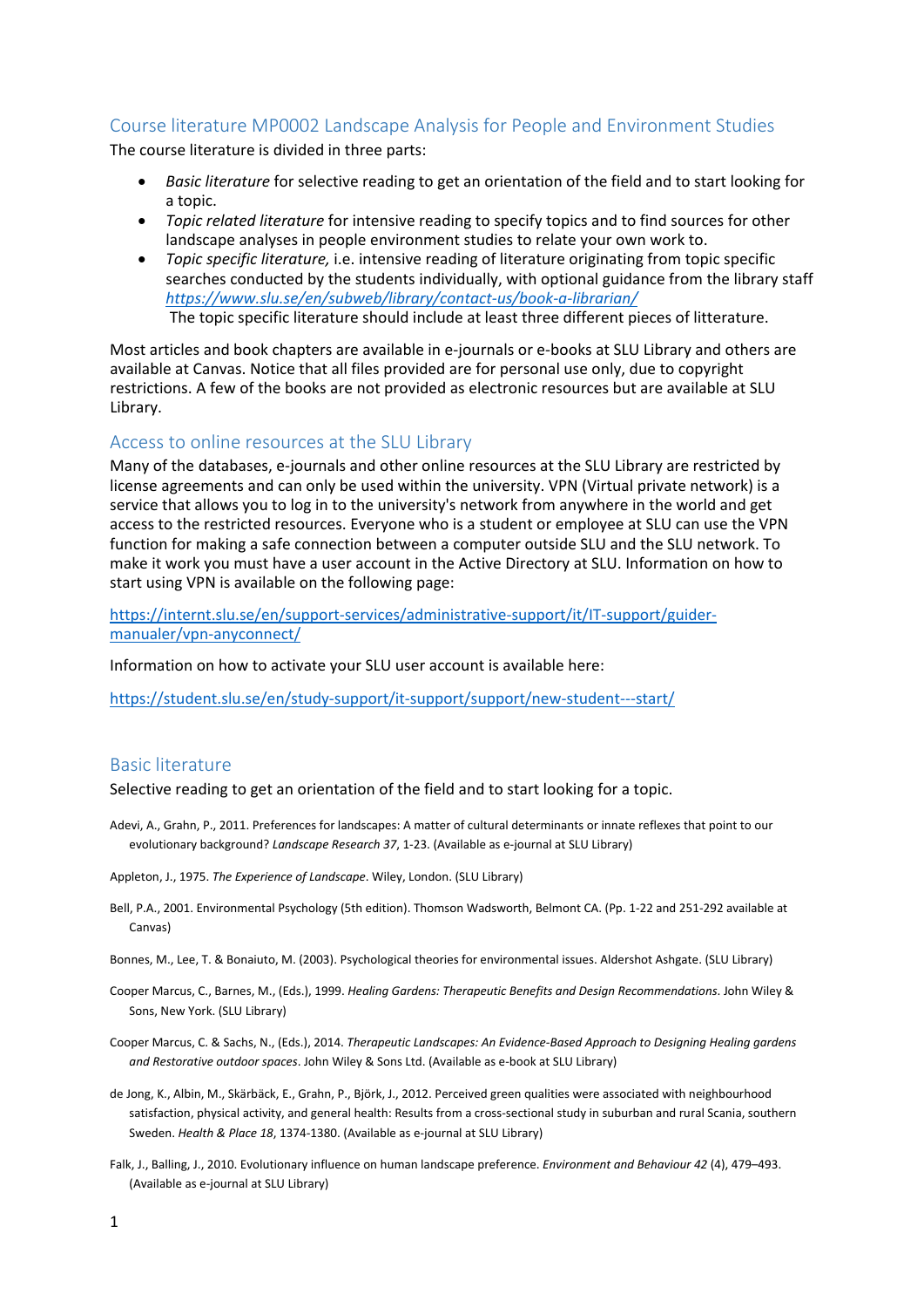## Course literature MP0002 Landscape Analysis for People and Environment Studies

The course literature is divided in three parts:

- *Basic literature* for selective reading to get an orientation of the field and to start looking for a topic.
- *Topic related literature* for intensive reading to specify topics and to find sources for other landscape analyses in people environment studies to relate your own work to.
- *Topic specific literature,* i.e. intensive reading of literature originating from topic specific searches conducted by the students individually, with optional guidance from the library staff *https://www.slu.se/en/subweb/library/contact-us/book-a-librarian/*
  The topic specific literature should include at least three different pieces of litterature.

Most articles and book chapters are available in e-journals or e-books at SLU Library and others are available at Canvas. Notice that all files provided are for personal use only, due to copyright restrictions. A few of the books are not provided as electronic resources but are available at SLU Library.

## Access to online resources at the SLU Library

Many of the databases, e-journals and other online resources at the SLU Library are restricted by license agreements and can only be used within the university. VPN (Virtual private network) is a service that allows you to log in to the university's network from anywhere in the world and get access to the restricted resources. Everyone who is a student or employee at SLU can use the VPN function for making a safe connection between a computer outside SLU and the SLU network. To make it work you must have a user account in the Active Directory at SLU. Information on how to start using VPN is available on the following page:

https://internt.slu.se/en/support-services/administrative-support/it/IT-support/guider-manualer/vpn-anyconnect/

Information on how to activate your SLU user account is available here:

https://student.slu.se/en/study-support/it-support/support/new-student---start/

## Basic literature

Selective reading to get an orientation of the field and to start looking for a topic.

Adevi, A., Grahn, P., 2011. Preferences for landscapes: A matter of cultural determinants or innate reflexes that point to our evolutionary background? *Landscape Research 37*, 1-23. (Available as e-journal at SLU Library)

Appleton, J., 1975. *The Experience of Landscape*. Wiley, London. (SLU Library)

Bell, P.A., 2001. Environmental Psychology (5th edition). Thomson Wadsworth, Belmont CA. (Pp. 1-22 and 251-292 available at Canvas)

Bonnes, M., Lee, T. & Bonaiuto, M. (2003). Psychological theories for environmental issues. Aldershot Ashgate. (SLU Library)

Cooper Marcus, C., Barnes, M., (Eds.), 1999. *Healing Gardens: Therapeutic Benefits and Design Recommendations*. John Wiley & Sons, New York. (SLU Library)

Cooper Marcus, C. & Sachs, N., (Eds.), 2014. *Therapeutic Landscapes: An Evidence-Based Approach to Designing Healing gardens and Restorative outdoor spaces*. John Wiley & Sons Ltd. (Available as e-book at SLU Library)

de Jong, K., Albin, M., Skärbäck, E., Grahn, P., Björk, J., 2012. Perceived green qualities were associated with neighbourhood satisfaction, physical activity, and general health: Results from a cross-sectional study in suburban and rural Scania, southern Sweden. *Health & Place 18*, 1374-1380. (Available as e-journal at SLU Library)

Falk, J., Balling, J., 2010. Evolutionary influence on human landscape preference. *Environment and Behaviour 42* (4), 479–493. (Available as e-journal at SLU Library)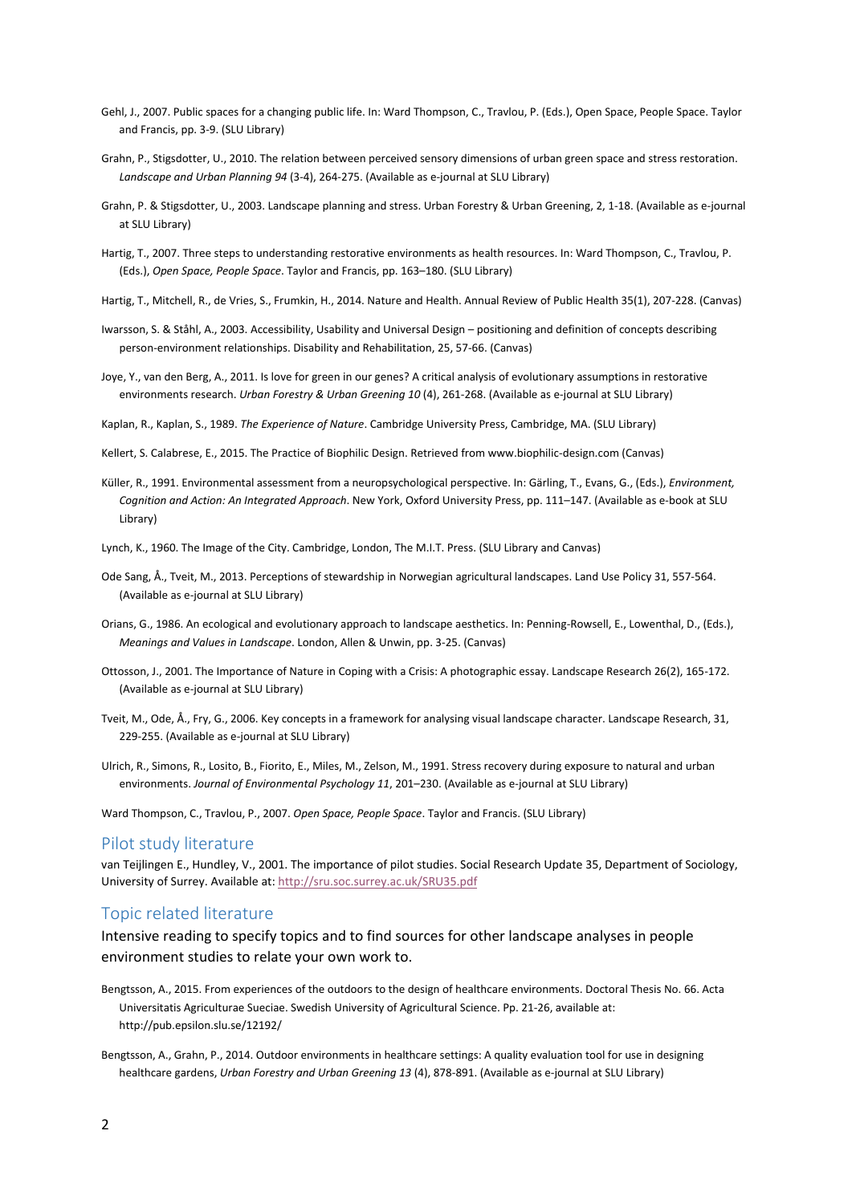Gehl, J., 2007. Public spaces for a changing public life. In: Ward Thompson, C., Travlou, P. (Eds.), Open Space, People Space. Taylor and Francis, pp. 3-9. (SLU Library)

Grahn, P., Stigsdotter, U., 2010. The relation between perceived sensory dimensions of urban green space and stress restoration. *Landscape and Urban Planning 94* (3-4), 264-275. (Available as e-journal at SLU Library)

Grahn, P. & Stigsdotter, U., 2003. Landscape planning and stress. Urban Forestry & Urban Greening, 2, 1-18. (Available as e-journal at SLU Library)

Hartig, T., 2007. Three steps to understanding restorative environments as health resources. In: Ward Thompson, C., Travlou, P. (Eds.), *Open Space, People Space*. Taylor and Francis, pp. 163–180. (SLU Library)

Hartig, T., Mitchell, R., de Vries, S., Frumkin, H., 2014. Nature and Health. Annual Review of Public Health 35(1), 207-228. (Canvas)

Iwarsson, S. & Ståhl, A., 2003. Accessibility, Usability and Universal Design – positioning and definition of concepts describing person-environment relationships. Disability and Rehabilitation, 25, 57-66. (Canvas)

Joye, Y., van den Berg, A., 2011. Is love for green in our genes? A critical analysis of evolutionary assumptions in restorative environments research. *Urban Forestry & Urban Greening 10* (4), 261-268. (Available as e-journal at SLU Library)

Kaplan, R., Kaplan, S., 1989. *The Experience of Nature*. Cambridge University Press, Cambridge, MA. (SLU Library)

Kellert, S. Calabrese, E., 2015. The Practice of Biophilic Design. Retrieved from www.biophilic-design.com (Canvas)

Küller, R., 1991. Environmental assessment from a neuropsychological perspective. In: Gärling, T., Evans, G., (Eds.), *Environment, Cognition and Action: An Integrated Approach*. New York, Oxford University Press, pp. 111–147. (Available as e-book at SLU Library)

Lynch, K., 1960. The Image of the City. Cambridge, London, The M.I.T. Press. (SLU Library and Canvas)

Ode Sang, Å., Tveit, M., 2013. Perceptions of stewardship in Norwegian agricultural landscapes. Land Use Policy 31, 557-564. (Available as e-journal at SLU Library)

Orians, G., 1986. An ecological and evolutionary approach to landscape aesthetics. In: Penning-Rowsell, E., Lowenthal, D., (Eds.), *Meanings and Values in Landscape*. London, Allen & Unwin, pp. 3-25. (Canvas)

Ottosson, J., 2001. The Importance of Nature in Coping with a Crisis: A photographic essay. Landscape Research 26(2), 165-172. (Available as e-journal at SLU Library)

Tveit, M., Ode, Å., Fry, G., 2006. Key concepts in a framework for analysing visual landscape character. Landscape Research, 31, 229-255. (Available as e-journal at SLU Library)

Ulrich, R., Simons, R., Losito, B., Fiorito, E., Miles, M., Zelson, M., 1991. Stress recovery during exposure to natural and urban environments. *Journal of Environmental Psychology 11*, 201–230. (Available as e-journal at SLU Library)

Ward Thompson, C., Travlou, P., 2007. *Open Space, People Space*. Taylor and Francis. (SLU Library)

## Pilot study literature

van Teijlingen E., Hundley, V., 2001. The importance of pilot studies. Social Research Update 35, Department of Sociology, University of Surrey. Available at: http://sru.soc.surrey.ac.uk/SRU35.pdf

## Topic related literature

Intensive reading to specify topics and to find sources for other landscape analyses in people environment studies to relate your own work to.

Bengtsson, A., 2015. From experiences of the outdoors to the design of healthcare environments. Doctoral Thesis No. 66. Acta Universitatis Agriculturae Sueciae. Swedish University of Agricultural Science. Pp. 21-26, available at: http://pub.epsilon.slu.se/12192/

Bengtsson, A., Grahn, P., 2014. Outdoor environments in healthcare settings: A quality evaluation tool for use in designing healthcare gardens, *Urban Forestry and Urban Greening 13* (4), 878-891. (Available as e-journal at SLU Library)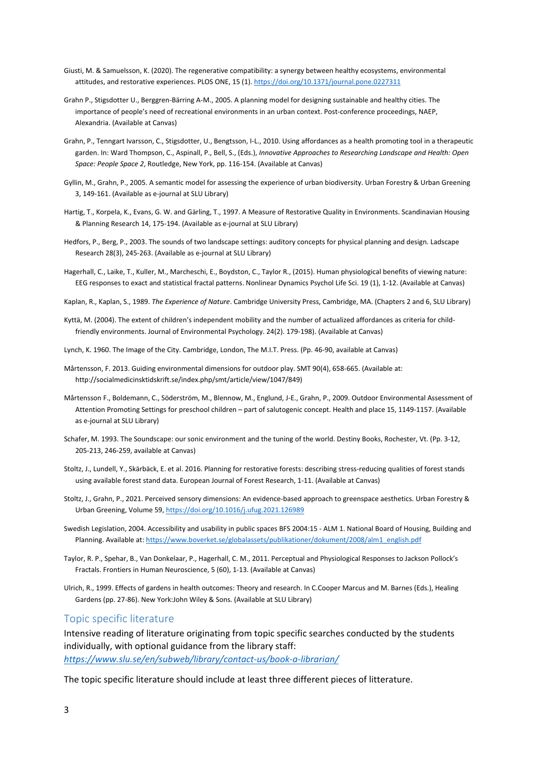Giusti, M. & Samuelsson, K. (2020). The regenerative compatibility: a synergy between healthy ecosystems, environmental attitudes, and restorative experiences. PLOS ONE, 15 (1). https://doi.org/10.1371/journal.pone.0227311

Grahn P., Stigsdotter U., Berggren-Bärring A-M., 2005. A planning model for designing sustainable and healthy cities. The importance of people's need of recreational environments in an urban context. Post-conference proceedings, NAEP, Alexandria. (Available at Canvas)

Grahn, P., Tenngart Ivarsson, C., Stigsdotter, U., Bengtsson, I-L., 2010. Using affordances as a health promoting tool in a therapeutic garden. In: Ward Thompson, C., Aspinall, P., Bell, S., (Eds.), *Innovative Approaches to Researching Landscape and Health: Open Space: People Space 2*, Routledge, New York, pp. 116-154. (Available at Canvas)

Gyllin, M., Grahn, P., 2005. A semantic model for assessing the experience of urban biodiversity. Urban Forestry & Urban Greening 3, 149-161. (Available as e-journal at SLU Library)

Hartig, T., Korpela, K., Evans, G. W. and Gärling, T., 1997. A Measure of Restorative Quality in Environments. Scandinavian Housing & Planning Research 14, 175-194. (Available as e-journal at SLU Library)

Hedfors, P., Berg, P., 2003. The sounds of two landscape settings: auditory concepts for physical planning and design. Ladscape Research 28(3), 245-263. (Available as e-journal at SLU Library)

Hagerhall, C., Laike, T., Kuller, M., Marcheschi, E., Boydston, C., Taylor R., (2015). Human physiological benefits of viewing nature: EEG responses to exact and statistical fractal patterns. Nonlinear Dynamics Psychol Life Sci. 19 (1), 1-12. (Available at Canvas)

Kaplan, R., Kaplan, S., 1989. *The Experience of Nature*. Cambridge University Press, Cambridge, MA. (Chapters 2 and 6, SLU Library)

Kyttä, M. (2004). The extent of children's independent mobility and the number of actualized affordances as criteria for child-friendly environments. Journal of Environmental Psychology. 24(2). 179-198). (Available at Canvas)

Lynch, K. 1960. The Image of the City. Cambridge, London, The M.I.T. Press. (Pp. 46-90, available at Canvas)

Mårtensson, F. 2013. Guiding environmental dimensions for outdoor play. SMT 90(4), 658-665. (Available at: http://socialmedicinsktidskrift.se/index.php/smt/article/view/1047/849)

Mårtensson F., Boldemann, C., Söderström, M., Blennow, M., Englund, J-E., Grahn, P., 2009. Outdoor Environmental Assessment of Attention Promoting Settings for preschool children – part of salutogenic concept. Health and place 15, 1149-1157. (Available as e-journal at SLU Library)

Schafer, M. 1993. The Soundscape: our sonic environment and the tuning of the world. Destiny Books, Rochester, Vt. (Pp. 3-12, 205-213, 246-259, available at Canvas)

Stoltz, J., Lundell, Y., Skärbäck, E. et al. 2016. Planning for restorative forests: describing stress-reducing qualities of forest stands using available forest stand data. European Journal of Forest Research, 1-11. (Available at Canvas)

Stoltz, J., Grahn, P., 2021. Perceived sensory dimensions: An evidence-based approach to greenspace aesthetics. Urban Forestry & Urban Greening, Volume 59, https://doi.org/10.1016/j.ufug.2021.126989

Swedish Legislation, 2004. Accessibility and usability in public spaces BFS 2004:15 - ALM 1. National Board of Housing, Building and Planning. Available at: https://www.boverket.se/globalassets/publikationer/dokument/2008/alm1_english.pdf

Taylor, R. P., Spehar, B., Van Donkelaar, P., Hagerhall, C. M., 2011. Perceptual and Physiological Responses to Jackson Pollock's Fractals. Frontiers in Human Neuroscience, 5 (60), 1-13. (Available at Canvas)

Ulrich, R., 1999. Effects of gardens in health outcomes: Theory and research. In C.Cooper Marcus and M. Barnes (Eds.), Healing Gardens (pp. 27-86). New York:John Wiley & Sons. (Available at SLU Library)

## Topic specific literature

Intensive reading of literature originating from topic specific searches conducted by the students individually, with optional guidance from the library staff: *https://www.slu.se/en/subweb/library/contact-us/book-a-librarian/*

The topic specific literature should include at least three different pieces of litterature.